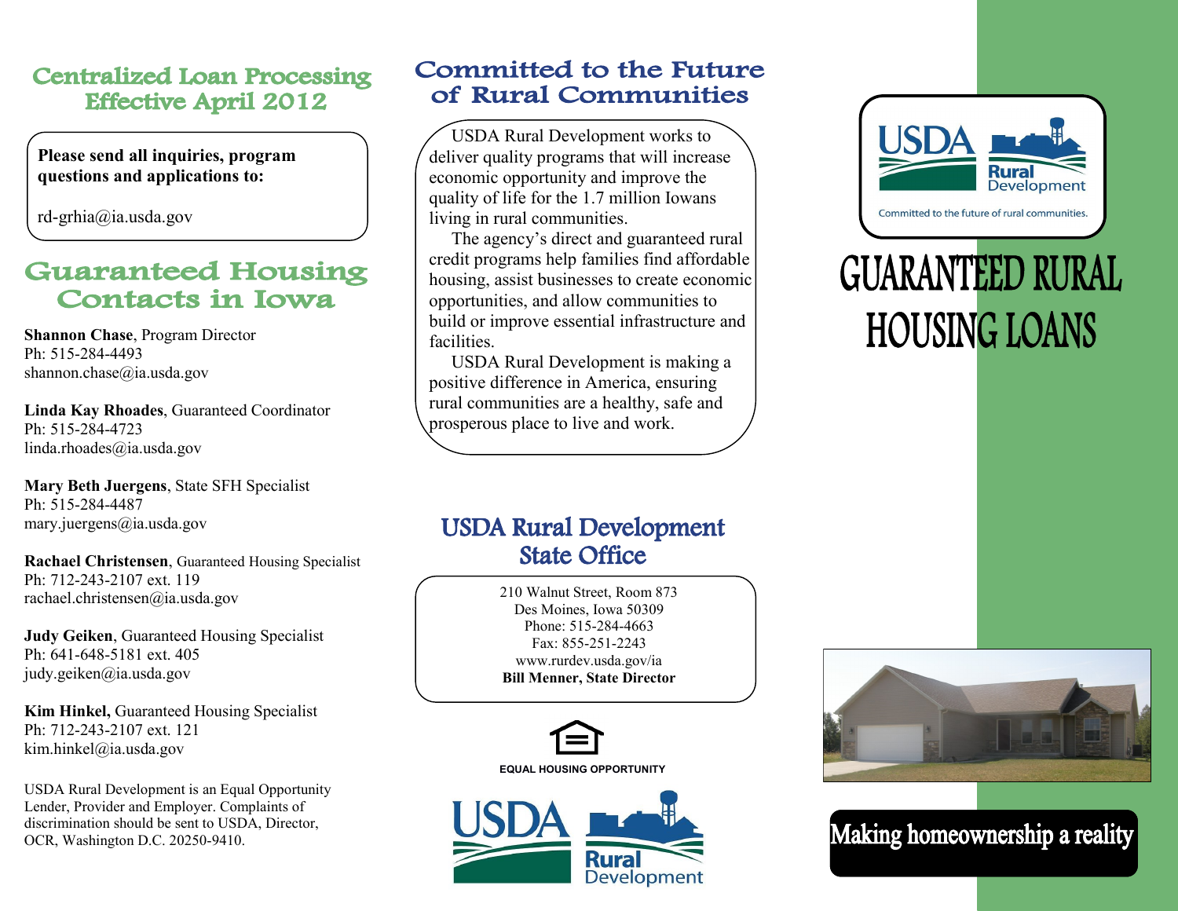## Centralized Loan Processing Effective April 2012

**Please send all inquiries, program questions and applications to:**

rd-grhia@ia.usda.gov

## Guaranteed Housing Contacts in Iowa

**Shannon Chase**, Program Director
Ph: 515-284-4493
shannon.chase@ia.usda.gov

**Linda Kay Rhoades**, Guaranteed Coordinator
Ph: 515-284-4723
linda.rhoades@ia.usda.gov

**Mary Beth Juergens**, State SFH Specialist
Ph: 515-284-4487
mary.juergens@ia.usda.gov

**Rachael Christensen**, Guaranteed Housing Specialist
Ph: 712-243-2107 ext. 119
rachael.christensen@ia.usda.gov

**Judy Geiken**, Guaranteed Housing Specialist
Ph: 641-648-5181 ext. 405
judy.geiken@ia.usda.gov

**Kim Hinkel,** Guaranteed Housing Specialist
Ph: 712-243-2107 ext. 121
kim.hinkel@ia.usda.gov

USDA Rural Development is an Equal Opportunity Lender, Provider and Employer. Complaints of discrimination should be sent to USDA, Director, OCR, Washington D.C. 20250-9410.

## Committed to the Future of Rural Communities

USDA Rural Development works to deliver quality programs that will increase economic opportunity and improve the quality of life for the 1.7 million Iowans living in rural communities.

The agency's direct and guaranteed rural credit programs help families find affordable housing, assist businesses to create economic opportunities, and allow communities to build or improve essential infrastructure and facilities.

USDA Rural Development is making a positive difference in America, ensuring rural communities are a healthy, safe and prosperous place to live and work.

## USDA Rural Development State Office

210 Walnut Street, Room 873
Des Moines, Iowa 50309
Phone: 515-284-4663
Fax: 855-251-2243
www.rurdev.usda.gov/ia
**Bill Menner, State Director**

EQUAL HOUSING OPPORTUNITY

USDA Rural Development

USDA Rural Development
Committed to the future of rural communities.

# GUARANTEED RURAL HOUSING LOANS

**Making homeownership a reality**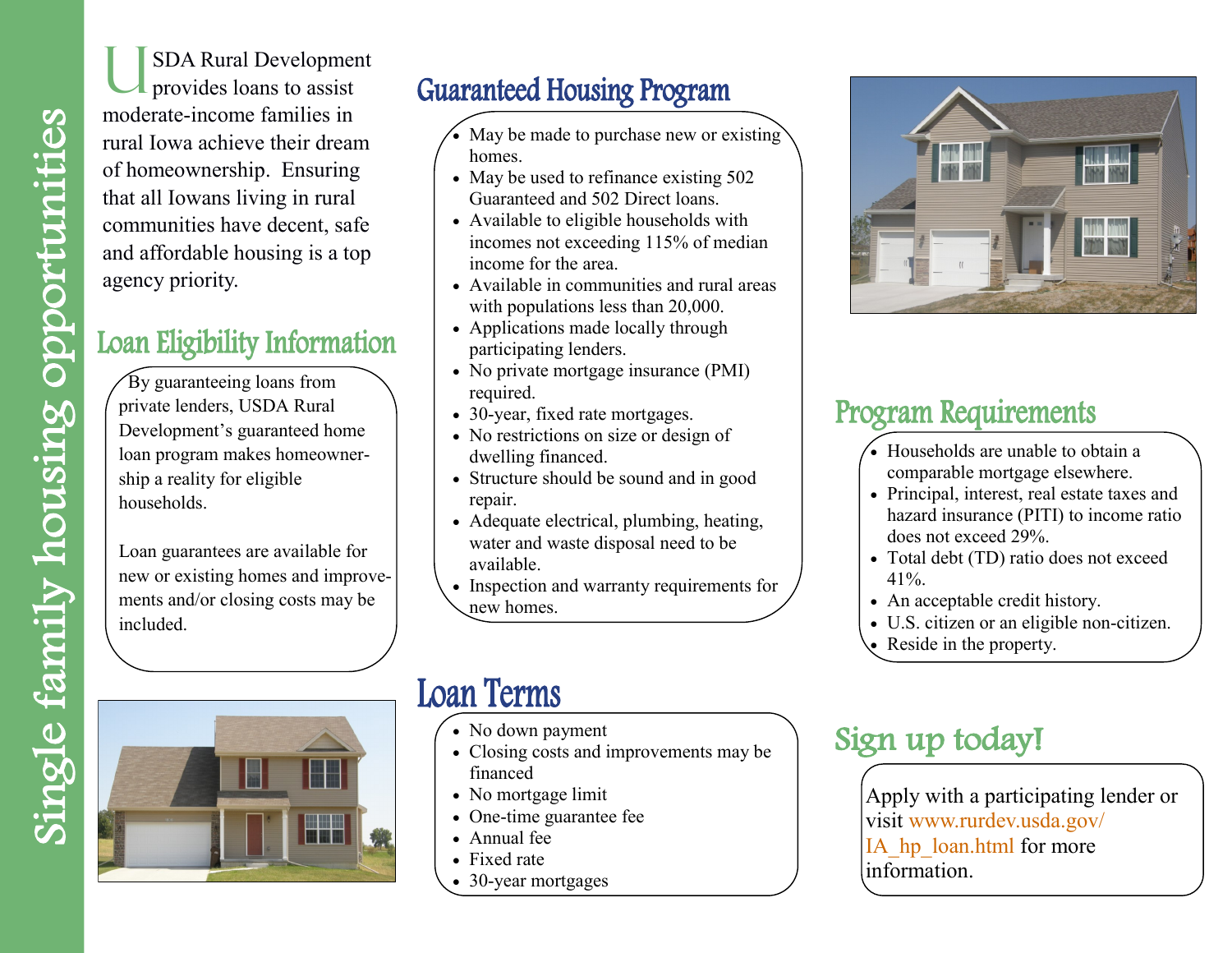# Single family housing opportunities

USDA Rural Development provides loans to assist moderate-income families in rural Iowa achieve their dream of homeownership. Ensuring that all Iowans living in rural communities have decent, safe and affordable housing is a top agency priority.

## Loan Eligibility Information

By guaranteeing loans from private lenders, USDA Rural Development's guaranteed home loan program makes homeownership a reality for eligible households.

Loan guarantees are available for new or existing homes and improvements and/or closing costs may be included.

## Guaranteed Housing Program

- May be made to purchase new or existing homes.
- May be used to refinance existing 502 Guaranteed and 502 Direct loans.
- Available to eligible households with incomes not exceeding 115% of median income for the area.
- Available in communities and rural areas with populations less than 20,000.
- Applications made locally through participating lenders.
- No private mortgage insurance (PMI) required.
- 30-year, fixed rate mortgages.
- No restrictions on size or design of dwelling financed.
- Structure should be sound and in good repair.
- Adequate electrical, plumbing, heating, water and waste disposal need to be available.
- Inspection and warranty requirements for new homes.

## Loan Terms

- No down payment
- Closing costs and improvements may be financed
- No mortgage limit
- One-time guarantee fee
- Annual fee
- Fixed rate
- 30-year mortgages

## Program Requirements

- Households are unable to obtain a comparable mortgage elsewhere.
- Principal, interest, real estate taxes and hazard insurance (PITI) to income ratio does not exceed 29%.
- Total debt (TD) ratio does not exceed 41%.
- An acceptable credit history.
- U.S. citizen or an eligible non-citizen.
- Reside in the property.

## Sign up today!

Apply with a participating lender or visit www.rurdev.usda.gov/IA_hp_loan.html for more information.